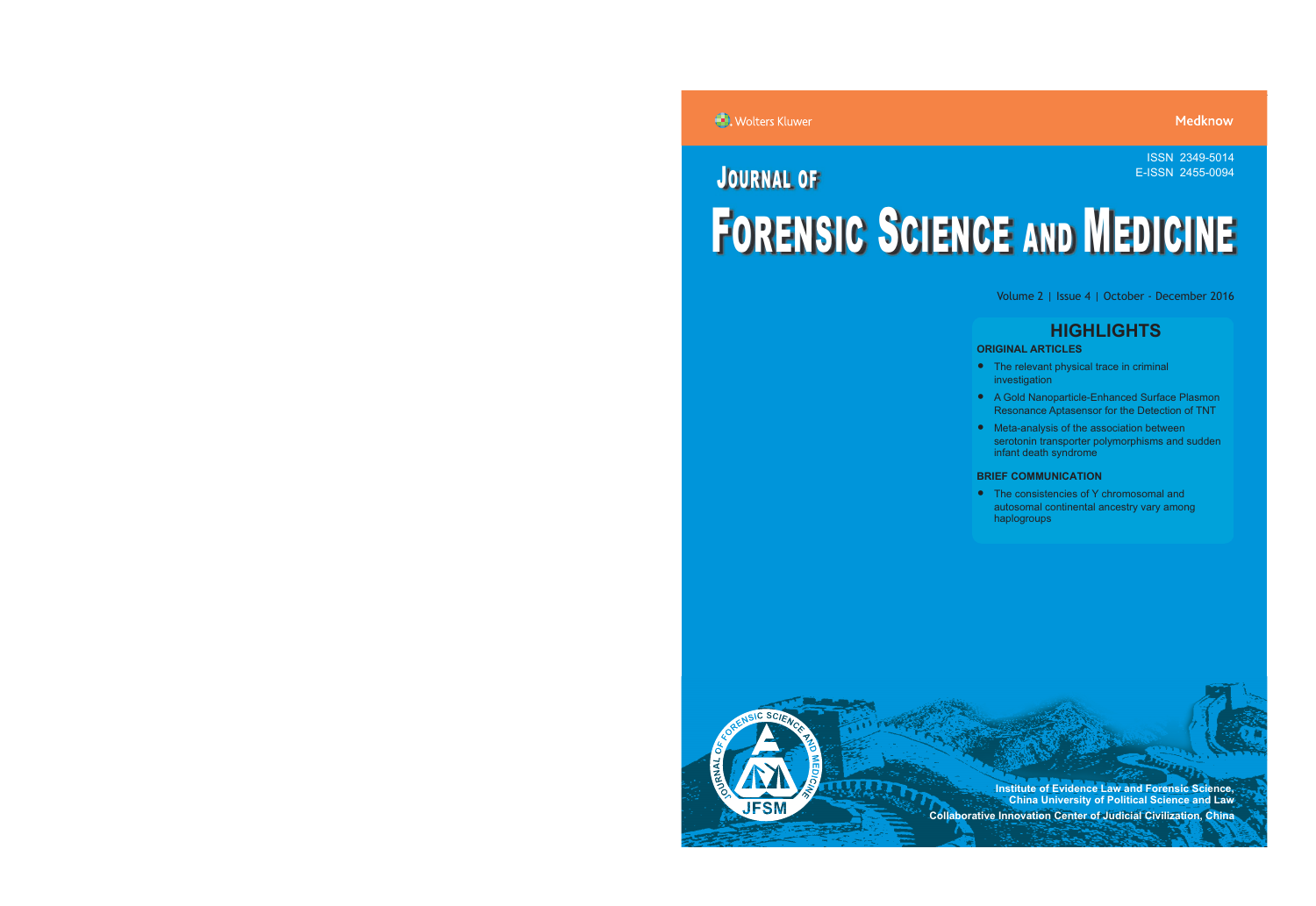Wolters Kluwer

Medknow

ISSN 2349-5014
E-ISSN 2455-0094

# JOURNAL OF FORENSIC SCIENCE AND MEDICINE

Volume 2 | Issue 4 | October - December 2016

## HIGHLIGHTS

**ORIGINAL ARTICLES**

- The relevant physical trace in criminal investigation
- A Gold Nanoparticle-Enhanced Surface Plasmon Resonance Aptasensor for the Detection of TNT
- Meta-analysis of the association between serotonin transporter polymorphisms and sudden infant death syndrome

**BRIEF COMMUNICATION**

- The consistencies of Y chromosomal and autosomal continental ancestry vary among haplogroups

JOURNAL OF FORENSIC SCIENCE AND MEDICINE

JFSM

**Institute of Evidence Law and Forensic Science, China University of Political Science and Law**

**Collaborative Innovation Center of Judicial Civilization, China**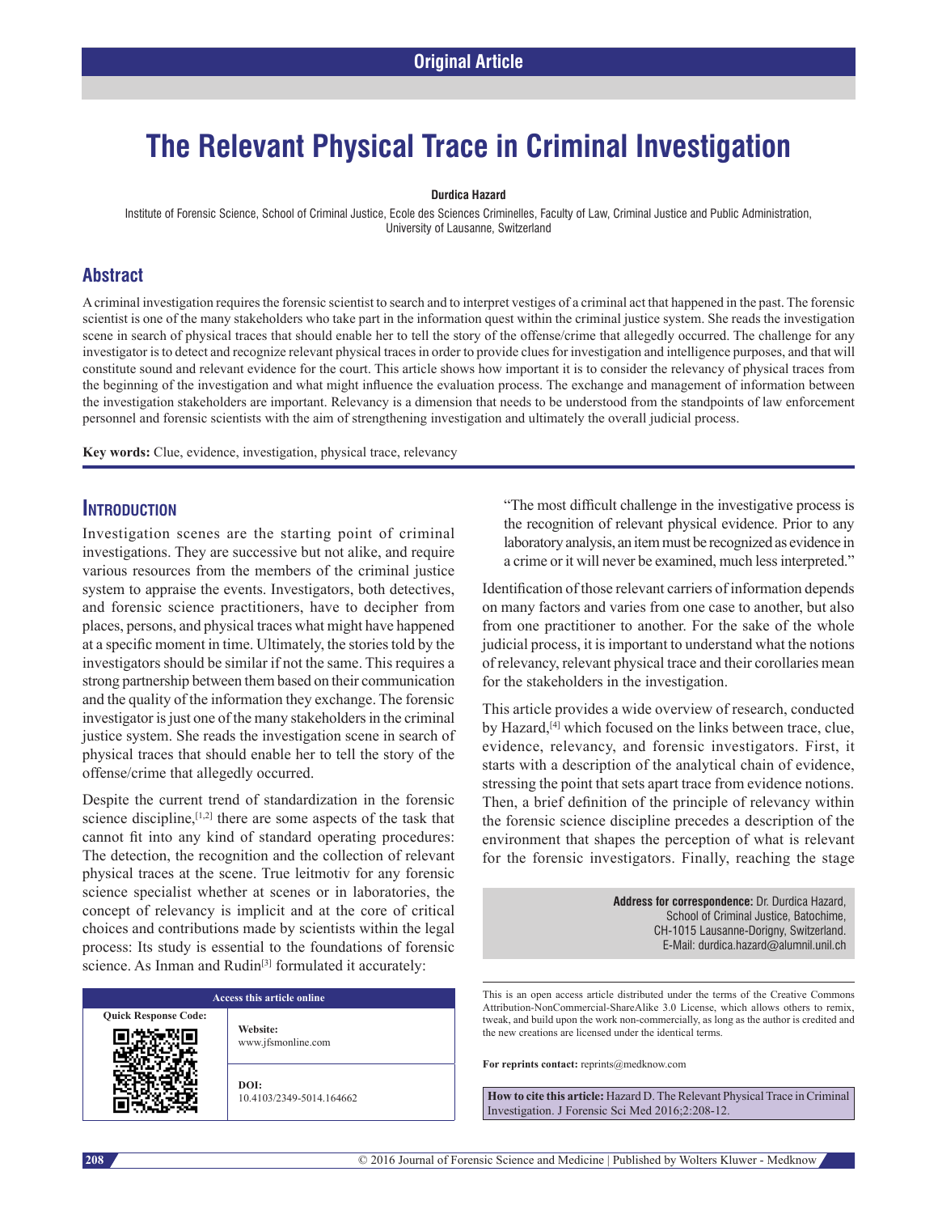# The Relevant Physical Trace in Criminal Investigation

**Durdica Hazard**

Institute of Forensic Science, School of Criminal Justice, Ecole des Sciences Criminelles, Faculty of Law, Criminal Justice and Public Administration, University of Lausanne, Switzerland

## Abstract

A criminal investigation requires the forensic scientist to search and to interpret vestiges of a criminal act that happened in the past. The forensic scientist is one of the many stakeholders who take part in the information quest within the criminal justice system. She reads the investigation scene in search of physical traces that should enable her to tell the story of the offense/crime that allegedly occurred. The challenge for any investigator is to detect and recognize relevant physical traces in order to provide clues for investigation and intelligence purposes, and that will constitute sound and relevant evidence for the court. This article shows how important it is to consider the relevancy of physical traces from the beginning of the investigation and what might influence the evaluation process. The exchange and management of information between the investigation stakeholders are important. Relevancy is a dimension that needs to be understood from the standpoints of law enforcement personnel and forensic scientists with the aim of strengthening investigation and ultimately the overall judicial process.

**Key words:** Clue, evidence, investigation, physical trace, relevancy

## Introduction

Investigation scenes are the starting point of criminal investigations. They are successive but not alike, and require various resources from the members of the criminal justice system to appraise the events. Investigators, both detectives, and forensic science practitioners, have to decipher from places, persons, and physical traces what might have happened at a specific moment in time. Ultimately, the stories told by the investigators should be similar if not the same. This requires a strong partnership between them based on their communication and the quality of the information they exchange. The forensic investigator is just one of the many stakeholders in the criminal justice system. She reads the investigation scene in search of physical traces that should enable her to tell the story of the offense/crime that allegedly occurred.

Despite the current trend of standardization in the forensic science discipline,[1,2] there are some aspects of the task that cannot fit into any kind of standard operating procedures: The detection, the recognition and the collection of relevant physical traces at the scene. True leitmotiv for any forensic science specialist whether at scenes or in laboratories, the concept of relevancy is implicit and at the core of critical choices and contributions made by scientists within the legal process: Its study is essential to the foundations of forensic science. As Inman and Rudin[3] formulated it accurately:

> "The most difficult challenge in the investigative process is the recognition of relevant physical evidence. Prior to any laboratory analysis, an item must be recognized as evidence in a crime or it will never be examined, much less interpreted."

Identification of those relevant carriers of information depends on many factors and varies from one case to another, but also from one practitioner to another. For the sake of the whole judicial process, it is important to understand what the notions of relevancy, relevant physical trace and their corollaries mean for the stakeholders in the investigation.

This article provides a wide overview of research, conducted by Hazard,[4] which focused on the links between trace, clue, evidence, relevancy, and forensic investigators. First, it starts with a description of the analytical chain of evidence, stressing the point that sets apart trace from evidence notions. Then, a brief definition of the principle of relevancy within the forensic science discipline precedes a description of the environment that shapes the perception of what is relevant for the forensic investigators. Finally, reaching the stage

**Address for correspondence:** Dr. Durdica Hazard, School of Criminal Justice, Batochime, CH-1015 Lausanne-Dorigny, Switzerland. E-Mail: durdica.hazard@alumnil.unil.ch

| Access this article online | |
|---|---|
| Quick Response Code: | Website: www.jfsmonline.com |
| | DOI: 10.4103/2349-5014.164662 |

This is an open access article distributed under the terms of the Creative Commons Attribution-NonCommercial-ShareAlike 3.0 License, which allows others to remix, tweak, and build upon the work non-commercially, as long as the author is credited and the new creations are licensed under the identical terms.

**For reprints contact:** reprints@medknow.com

**How to cite this article:** Hazard D. The Relevant Physical Trace in Criminal Investigation. J Forensic Sci Med 2016;2:208-12.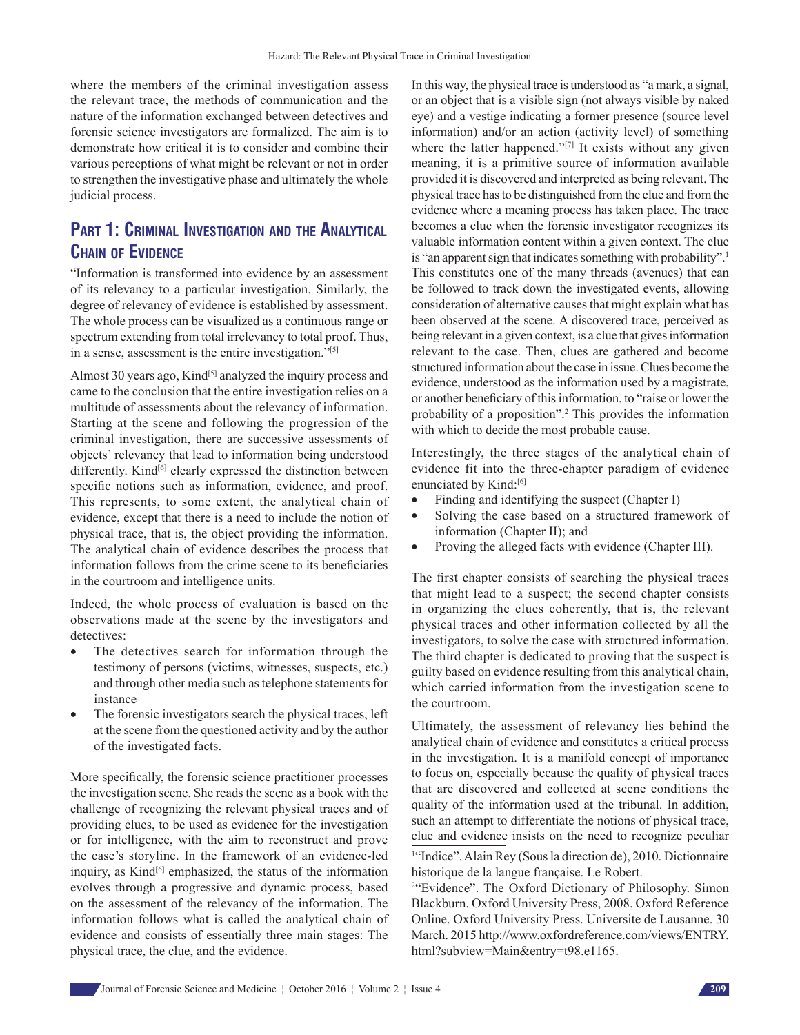where the members of the criminal investigation assess the relevant trace, the methods of communication and the nature of the information exchanged between detectives and forensic science investigators are formalized. The aim is to demonstrate how critical it is to consider and combine their various perceptions of what might be relevant or not in order to strengthen the investigative phase and ultimately the whole judicial process.

## Part 1: Criminal Investigation and the Analytical Chain of Evidence

"Information is transformed into evidence by an assessment of its relevancy to a particular investigation. Similarly, the degree of relevancy of evidence is established by assessment. The whole process can be visualized as a continuous range or spectrum extending from total irrelevancy to total proof. Thus, in a sense, assessment is the entire investigation."[5]

Almost 30 years ago, Kind[5] analyzed the inquiry process and came to the conclusion that the entire investigation relies on a multitude of assessments about the relevancy of information. Starting at the scene and following the progression of the criminal investigation, there are successive assessments of objects' relevancy that lead to information being understood differently. Kind[6] clearly expressed the distinction between specific notions such as information, evidence, and proof. This represents, to some extent, the analytical chain of evidence, except that there is a need to include the notion of physical trace, that is, the object providing the information. The analytical chain of evidence describes the process that information follows from the crime scene to its beneficiaries in the courtroom and intelligence units.

Indeed, the whole process of evaluation is based on the observations made at the scene by the investigators and detectives:

- The detectives search for information through the testimony of persons (victims, witnesses, suspects, etc.) and through other media such as telephone statements for instance
- The forensic investigators search the physical traces, left at the scene from the questioned activity and by the author of the investigated facts.

More specifically, the forensic science practitioner processes the investigation scene. She reads the scene as a book with the challenge of recognizing the relevant physical traces and of providing clues, to be used as evidence for the investigation or for intelligence, with the aim to reconstruct and prove the case's storyline. In the framework of an evidence-led inquiry, as Kind[6] emphasized, the status of the information evolves through a progressive and dynamic process, based on the assessment of the relevancy of the information. The information follows what is called the analytical chain of evidence and consists of essentially three main stages: The physical trace, the clue, and the evidence.

In this way, the physical trace is understood as "a mark, a signal, or an object that is a visible sign (not always visible by naked eye) and a vestige indicating a former presence (source level information) and/or an action (activity level) of something where the latter happened."[7] It exists without any given meaning, it is a primitive source of information available provided it is discovered and interpreted as being relevant. The physical trace has to be distinguished from the clue and from the evidence where a meaning process has taken place. The trace becomes a clue when the forensic investigator recognizes its valuable information content within a given context. The clue is "an apparent sign that indicates something with probability".[1] This constitutes one of the many threads (avenues) that can be followed to track down the investigated events, allowing consideration of alternative causes that might explain what has been observed at the scene. A discovered trace, perceived as being relevant in a given context, is a clue that gives information relevant to the case. Then, clues are gathered and become structured information about the case in issue. Clues become the evidence, understood as the information used by a magistrate, or another beneficiary of this information, to "raise or lower the probability of a proposition".[2] This provides the information with which to decide the most probable cause.

Interestingly, the three stages of the analytical chain of evidence fit into the three-chapter paradigm of evidence enunciated by Kind:[6]

- Finding and identifying the suspect (Chapter I)
- Solving the case based on a structured framework of information (Chapter II); and
- Proving the alleged facts with evidence (Chapter III).

The first chapter consists of searching the physical traces that might lead to a suspect; the second chapter consists in organizing the clues coherently, that is, the relevant physical traces and other information collected by all the investigators, to solve the case with structured information. The third chapter is dedicated to proving that the suspect is guilty based on evidence resulting from this analytical chain, which carried information from the investigation scene to the courtroom.

Ultimately, the assessment of relevancy lies behind the analytical chain of evidence and constitutes a critical process in the investigation. It is a manifold concept of importance to focus on, especially because the quality of physical traces that are discovered and collected at scene conditions the quality of the information used at the tribunal. In addition, such an attempt to differentiate the notions of physical trace, clue and evidence insists on the need to recognize peculiar

[1] "Indice". Alain Rey (Sous la direction de), 2010. Dictionnaire historique de la langue française. Le Robert.

[2] "Evidence". The Oxford Dictionary of Philosophy. Simon Blackburn. Oxford University Press, 2008. Oxford Reference Online. Oxford University Press. Universite de Lausanne. 30 March. 2015 http://www.oxfordreference.com/views/ENTRY.html?subview=Main&entry=t98.e1165.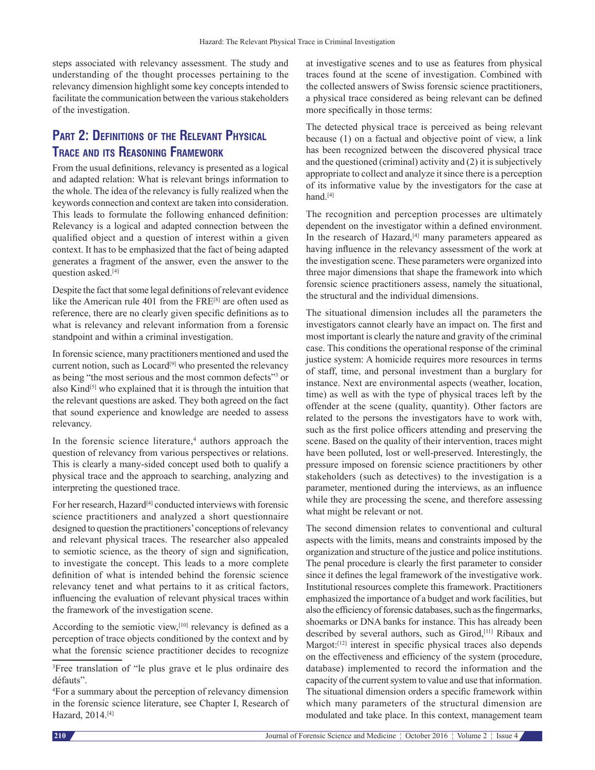steps associated with relevancy assessment. The study and understanding of the thought processes pertaining to the relevancy dimension highlight some key concepts intended to facilitate the communication between the various stakeholders of the investigation.

## Part 2: Definitions of the Relevant Physical Trace and its Reasoning Framework

From the usual definitions, relevancy is presented as a logical and adapted relation: What is relevant brings information to the whole. The idea of the relevancy is fully realized when the keywords connection and context are taken into consideration. This leads to formulate the following enhanced definition: Relevancy is a logical and adapted connection between the qualified object and a question of interest within a given context. It has to be emphasized that the fact of being adapted generates a fragment of the answer, even the answer to the question asked.[4]

Despite the fact that some legal definitions of relevant evidence like the American rule 401 from the FRE[8] are often used as reference, there are no clearly given specific definitions as to what is relevancy and relevant information from a forensic standpoint and within a criminal investigation.

In forensic science, many practitioners mentioned and used the current notion, such as Locard[9] who presented the relevancy as being "the most serious and the most common defects"[3] or also Kind[5] who explained that it is through the intuition that the relevant questions are asked. They both agreed on the fact that sound experience and knowledge are needed to assess relevancy.

In the forensic science literature,[4] authors approach the question of relevancy from various perspectives or relations. This is clearly a many-sided concept used both to qualify a physical trace and the approach to searching, analyzing and interpreting the questioned trace.

For her research, Hazard[4] conducted interviews with forensic science practitioners and analyzed a short questionnaire designed to question the practitioners' conceptions of relevancy and relevant physical traces. The researcher also appealed to semiotic science, as the theory of sign and signification, to investigate the concept. This leads to a more complete definition of what is intended behind the forensic science relevancy tenet and what pertains to it as critical factors, influencing the evaluation of relevant physical traces within the framework of the investigation scene.

According to the semiotic view,[10] relevancy is defined as a perception of trace objects conditioned by the context and by what the forensic science practitioner decides to recognize at investigative scenes and to use as features from physical traces found at the scene of investigation. Combined with the collected answers of Swiss forensic science practitioners, a physical trace considered as being relevant can be defined more specifically in those terms:

The detected physical trace is perceived as being relevant because (1) on a factual and objective point of view, a link has been recognized between the discovered physical trace and the questioned (criminal) activity and (2) it is subjectively appropriate to collect and analyze it since there is a perception of its informative value by the investigators for the case at hand.[4]

The recognition and perception processes are ultimately dependent on the investigator within a defined environment. In the research of Hazard,[4] many parameters appeared as having influence in the relevancy assessment of the work at the investigation scene. These parameters were organized into three major dimensions that shape the framework into which forensic science practitioners assess, namely the situational, the structural and the individual dimensions.

The situational dimension includes all the parameters the investigators cannot clearly have an impact on. The first and most important is clearly the nature and gravity of the criminal case. This conditions the operational response of the criminal justice system: A homicide requires more resources in terms of staff, time, and personal investment than a burglary for instance. Next are environmental aspects (weather, location, time) as well as with the type of physical traces left by the offender at the scene (quality, quantity). Other factors are related to the persons the investigators have to work with, such as the first police officers attending and preserving the scene. Based on the quality of their intervention, traces might have been polluted, lost or well-preserved. Interestingly, the pressure imposed on forensic science practitioners by other stakeholders (such as detectives) to the investigation is a parameter, mentioned during the interviews, as an influence while they are processing the scene, and therefore assessing what might be relevant or not.

The second dimension relates to conventional and cultural aspects with the limits, means and constraints imposed by the organization and structure of the justice and police institutions. The penal procedure is clearly the first parameter to consider since it defines the legal framework of the investigative work. Institutional resources complete this framework. Practitioners emphasized the importance of a budget and work facilities, but also the efficiency of forensic databases, such as the fingermarks, shoemarks or DNA banks for instance. This has already been described by several authors, such as Girod,[11] Ribaux and Margot:[12] interest in specific physical traces also depends on the effectiveness and efficiency of the system (procedure, database) implemented to record the information and the capacity of the current system to value and use that information. The situational dimension orders a specific framework within which many parameters of the structural dimension are modulated and take place. In this context, management team

---

[3]Free translation of "le plus grave et le plus ordinaire des défauts".

[4]For a summary about the perception of relevancy dimension in the forensic science literature, see Chapter I, Research of Hazard, 2014.[4]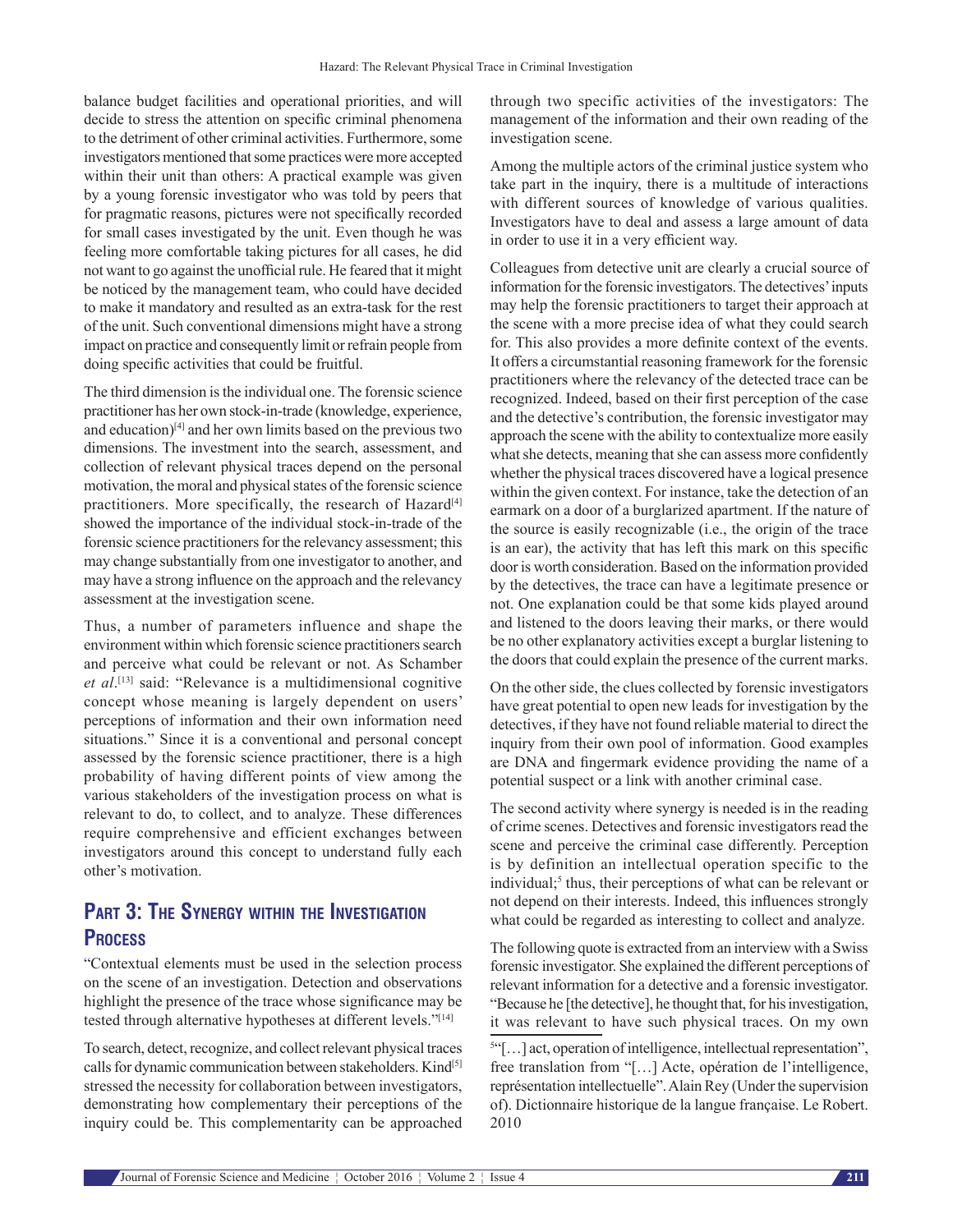balance budget facilities and operational priorities, and will decide to stress the attention on specific criminal phenomena to the detriment of other criminal activities. Furthermore, some investigators mentioned that some practices were more accepted within their unit than others: A practical example was given by a young forensic investigator who was told by peers that for pragmatic reasons, pictures were not specifically recorded for small cases investigated by the unit. Even though he was feeling more comfortable taking pictures for all cases, he did not want to go against the unofficial rule. He feared that it might be noticed by the management team, who could have decided to make it mandatory and resulted as an extra-task for the rest of the unit. Such conventional dimensions might have a strong impact on practice and consequently limit or refrain people from doing specific activities that could be fruitful.

The third dimension is the individual one. The forensic science practitioner has her own stock-in-trade (knowledge, experience, and education)[4] and her own limits based on the previous two dimensions. The investment into the search, assessment, and collection of relevant physical traces depend on the personal motivation, the moral and physical states of the forensic science practitioners. More specifically, the research of Hazard[4] showed the importance of the individual stock-in-trade of the forensic science practitioners for the relevancy assessment; this may change substantially from one investigator to another, and may have a strong influence on the approach and the relevancy assessment at the investigation scene.

Thus, a number of parameters influence and shape the environment within which forensic science practitioners search and perceive what could be relevant or not. As Schamber *et al*.[13] said: "Relevance is a multidimensional cognitive concept whose meaning is largely dependent on users' perceptions of information and their own information need situations." Since it is a conventional and personal concept assessed by the forensic science practitioner, there is a high probability of having different points of view among the various stakeholders of the investigation process on what is relevant to do, to collect, and to analyze. These differences require comprehensive and efficient exchanges between investigators around this concept to understand fully each other's motivation.

## Part 3: The Synergy within the Investigation Process

"Contextual elements must be used in the selection process on the scene of an investigation. Detection and observations highlight the presence of the trace whose significance may be tested through alternative hypotheses at different levels."[14]

To search, detect, recognize, and collect relevant physical traces calls for dynamic communication between stakeholders. Kind[5] stressed the necessity for collaboration between investigators, demonstrating how complementary their perceptions of the inquiry could be. This complementarity can be approached through two specific activities of the investigators: The management of the information and their own reading of the investigation scene.

Among the multiple actors of the criminal justice system who take part in the inquiry, there is a multitude of interactions with different sources of knowledge of various qualities. Investigators have to deal and assess a large amount of data in order to use it in a very efficient way.

Colleagues from detective unit are clearly a crucial source of information for the forensic investigators. The detectives' inputs may help the forensic practitioners to target their approach at the scene with a more precise idea of what they could search for. This also provides a more definite context of the events. It offers a circumstantial reasoning framework for the forensic practitioners where the relevancy of the detected trace can be recognized. Indeed, based on their first perception of the case and the detective's contribution, the forensic investigator may approach the scene with the ability to contextualize more easily what she detects, meaning that she can assess more confidently whether the physical traces discovered have a logical presence within the given context. For instance, take the detection of an earmark on a door of a burglarized apartment. If the nature of the source is easily recognizable (i.e., the origin of the trace is an ear), the activity that has left this mark on this specific door is worth consideration. Based on the information provided by the detectives, the trace can have a legitimate presence or not. One explanation could be that some kids played around and listened to the doors leaving their marks, or there would be no other explanatory activities except a burglar listening to the doors that could explain the presence of the current marks.

On the other side, the clues collected by forensic investigators have great potential to open new leads for investigation by the detectives, if they have not found reliable material to direct the inquiry from their own pool of information. Good examples are DNA and fingermark evidence providing the name of a potential suspect or a link with another criminal case.

The second activity where synergy is needed is in the reading of crime scenes. Detectives and forensic investigators read the scene and perceive the criminal case differently. Perception is by definition an intellectual operation specific to the individual;[5] thus, their perceptions of what can be relevant or not depend on their interests. Indeed, this influences strongly what could be regarded as interesting to collect and analyze.

The following quote is extracted from an interview with a Swiss forensic investigator. She explained the different perceptions of relevant information for a detective and a forensic investigator. "Because he [the detective], he thought that, for his investigation, it was relevant to have such physical traces. On my own

---

[5] "[…] act, operation of intelligence, intellectual representation", free translation from "[…] Acte, opération de l'intelligence, représentation intellectuelle". Alain Rey (Under the supervision of). Dictionnaire historique de la langue française. Le Robert. 2010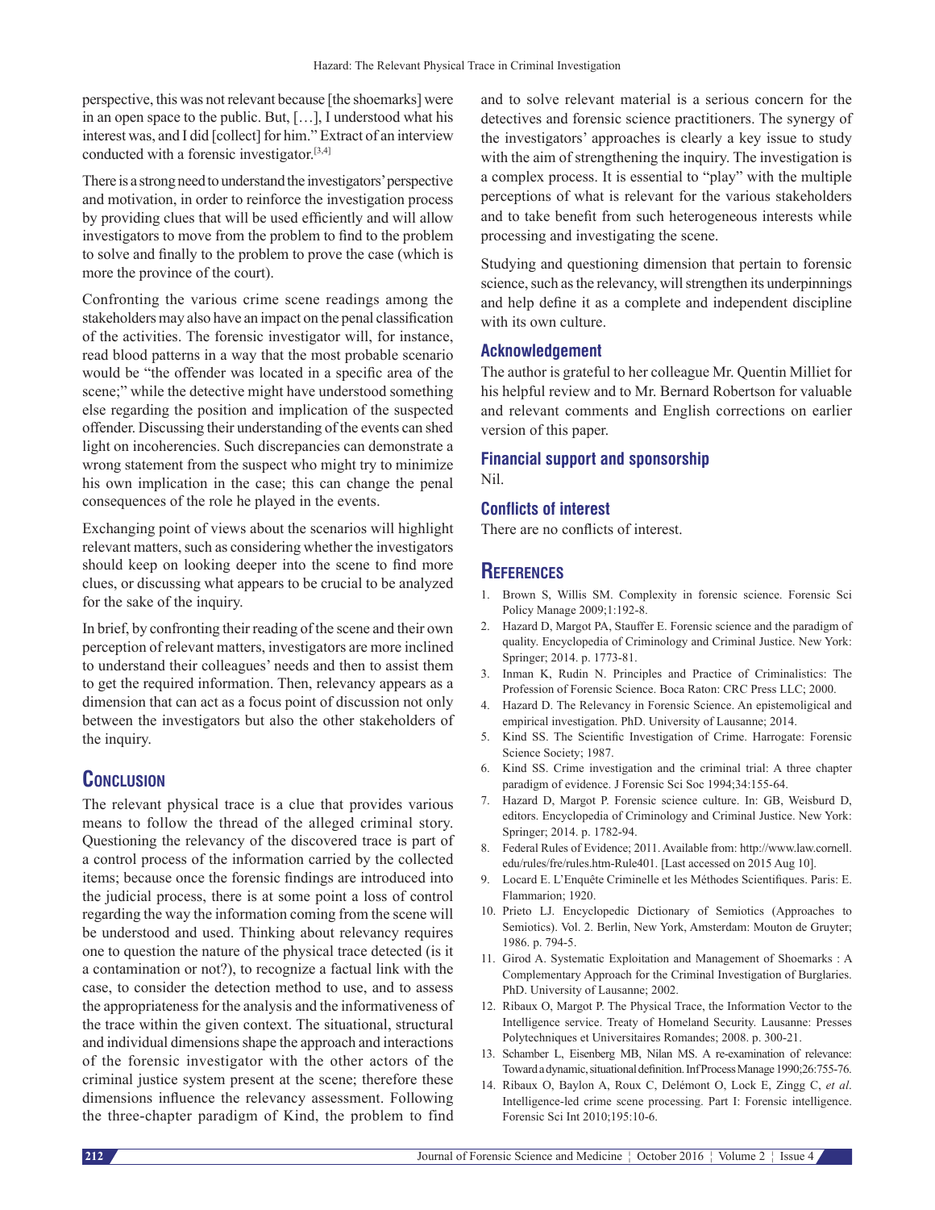perspective, this was not relevant because [the shoemarks] were in an open space to the public. But, […], I understand what his interest was, and I did [collect] for him." Extract of an interview conducted with a forensic investigator.[3,4]

There is a strong need to understand the investigators' perspective and motivation, in order to reinforce the investigation process by providing clues that will be used efficiently and will allow investigators to move from the problem to find to the problem to solve and finally to the problem to prove the case (which is more the province of the court).

Confronting the various crime scene readings among the stakeholders may also have an impact on the penal classification of the activities. The forensic investigator will, for instance, read blood patterns in a way that the most probable scenario would be "the offender was located in a specific area of the scene;" while the detective might have understood something else regarding the position and implication of the suspected offender. Discussing their understanding of the events can shed light on incoherencies. Such discrepancies can demonstrate a wrong statement from the suspect who might try to minimize his own implication in the case; this can change the penal consequences of the role he played in the events.

Exchanging point of views about the scenarios will highlight relevant matters, such as considering whether the investigators should keep on looking deeper into the scene to find more clues, or discussing what appears to be crucial to be analyzed for the sake of the inquiry.

In brief, by confronting their reading of the scene and their own perception of relevant matters, investigators are more inclined to understand their colleagues' needs and then to assist them to get the required information. Then, relevancy appears as a dimension that can act as a focus point of discussion not only between the investigators but also the other stakeholders of the inquiry.

## Conclusion

The relevant physical trace is a clue that provides various means to follow the thread of the alleged criminal story. Questioning the relevancy of the discovered trace is part of a control process of the information carried by the collected items; because once the forensic findings are introduced into the judicial process, there is at some point a loss of control regarding the way the information coming from the scene will be understood and used. Thinking about relevancy requires one to question the nature of the physical trace detected (is it a contamination or not?), to recognize a factual link with the case, to consider the detection method to use, and to assess the appropriateness for the analysis and the informativeness of the trace within the given context. The situational, structural and individual dimensions shape the approach and interactions of the forensic investigator with the other actors of the criminal justice system present at the scene; therefore these dimensions influence the relevancy assessment. Following the three-chapter paradigm of Kind, the problem to find and to solve relevant material is a serious concern for the detectives and forensic science practitioners. The synergy of the investigators' approaches is clearly a key issue to study with the aim of strengthening the inquiry. The investigation is a complex process. It is essential to "play" with the multiple perceptions of what is relevant for the various stakeholders and to take benefit from such heterogeneous interests while processing and investigating the scene.

Studying and questioning dimension that pertain to forensic science, such as the relevancy, will strengthen its underpinnings and help define it as a complete and independent discipline with its own culture.

### Acknowledgement

The author is grateful to her colleague Mr. Quentin Milliet for his helpful review and to Mr. Bernard Robertson for valuable and relevant comments and English corrections on earlier version of this paper.

### Financial support and sponsorship

Nil.

### Conflicts of interest

There are no conflicts of interest.

## References

1. Brown S, Willis SM. Complexity in forensic science. Forensic Sci Policy Manage 2009;1:192-8.
2. Hazard D, Margot PA, Stauffer E. Forensic science and the paradigm of quality. Encyclopedia of Criminology and Criminal Justice. New York: Springer; 2014. p. 1773-81.
3. Inman K, Rudin N. Principles and Practice of Criminalistics: The Profession of Forensic Science. Boca Raton: CRC Press LLC; 2000.
4. Hazard D. The Relevancy in Forensic Science. An epistemoligical and empirical investigation. PhD. University of Lausanne; 2014.
5. Kind SS. The Scientific Investigation of Crime. Harrogate: Forensic Science Society; 1987.
6. Kind SS. Crime investigation and the criminal trial: A three chapter paradigm of evidence. J Forensic Sci Soc 1994;34:155-64.
7. Hazard D, Margot P. Forensic science culture. In: GB, Weisburd D, editors. Encyclopedia of Criminology and Criminal Justice. New York: Springer; 2014. p. 1782-94.
8. Federal Rules of Evidence; 2011. Available from: http://www.law.cornell.edu/rules/fre/rules.htm-Rule401. [Last accessed on 2015 Aug 10].
9. Locard E. L'Enquête Criminelle et les Méthodes Scientifiques. Paris: E. Flammarion; 1920.
10. Prieto LJ. Encyclopedic Dictionary of Semiotics (Approaches to Semiotics). Vol. 2. Berlin, New York, Amsterdam: Mouton de Gruyter; 1986. p. 794-5.
11. Girod A. Systematic Exploitation and Management of Shoemarks : A Complementary Approach for the Criminal Investigation of Burglaries. PhD. University of Lausanne; 2002.
12. Ribaux O, Margot P. The Physical Trace, the Information Vector to the Intelligence service. Treaty of Homeland Security. Lausanne: Presses Polytechniques et Universitaires Romandes; 2008. p. 300-21.
13. Schamber L, Eisenberg MB, Nilan MS. A re-examination of relevance: Toward a dynamic, situational definition. Inf Process Manage 1990;26:755-76.
14. Ribaux O, Baylon A, Roux C, Delémont O, Lock E, Zingg C, *et al*. Intelligence-led crime scene processing. Part I: Forensic intelligence. Forensic Sci Int 2010;195:10-6.